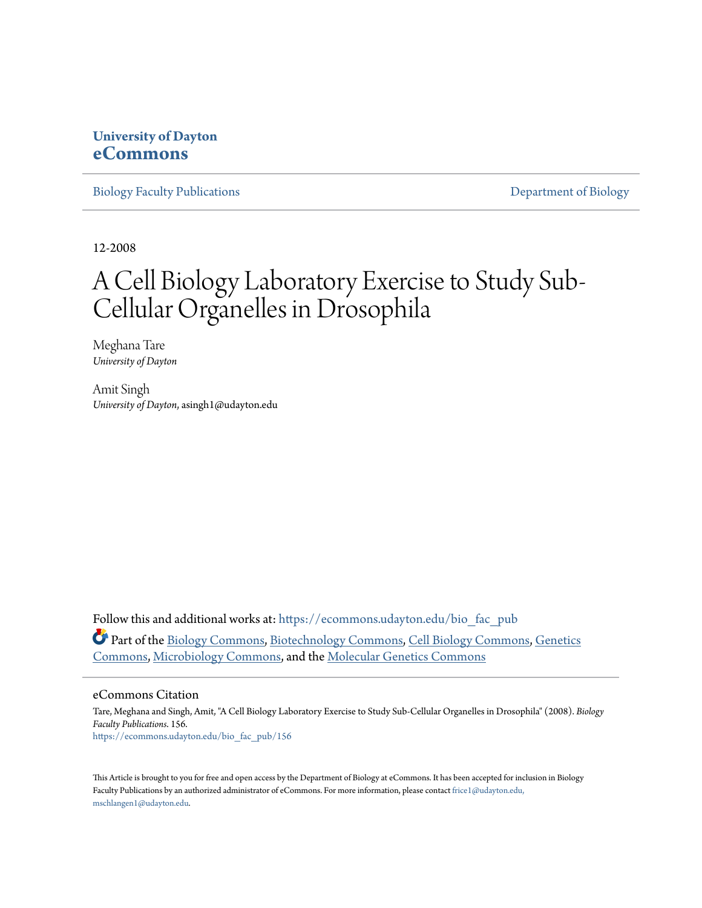University of Dayton
**eCommons**

Biology Faculty Publications | Department of Biology

12-2008

# A Cell Biology Laboratory Exercise to Study Sub-Cellular Organelles in Drosophila

Meghana Tare
*University of Dayton*

Amit Singh
*University of Dayton*, asingh1@udayton.edu

Follow this and additional works at: https://ecommons.udayton.edu/bio_fac_pub

Part of the Biology Commons, Biotechnology Commons, Cell Biology Commons, Genetics Commons, Microbiology Commons, and the Molecular Genetics Commons

## eCommons Citation

Tare, Meghana and Singh, Amit, "A Cell Biology Laboratory Exercise to Study Sub-Cellular Organelles in Drosophila" (2008). *Biology Faculty Publications*. 156.
https://ecommons.udayton.edu/bio_fac_pub/156

This Article is brought to you for free and open access by the Department of Biology at eCommons. It has been accepted for inclusion in Biology Faculty Publications by an authorized administrator of eCommons. For more information, please contact frice1@udayton.edu, mschlangen1@udayton.edu.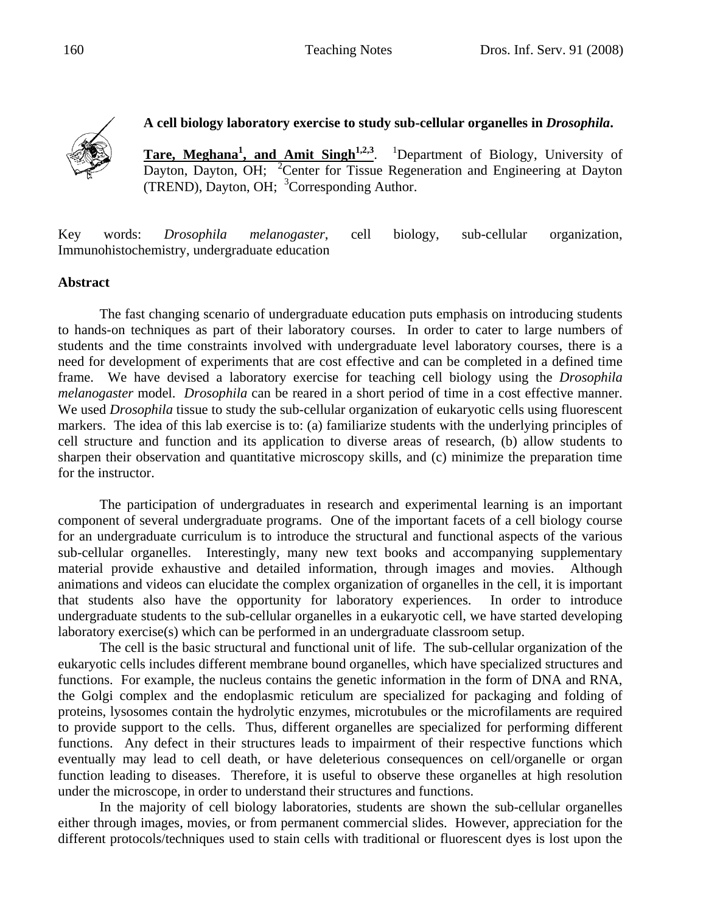## A cell biology laboratory exercise to study sub-cellular organelles in *Drosophila*.

**Tare, Meghana[1], and Amit Singh[1,2,3]**. [1]Department of Biology, University of Dayton, Dayton, OH; [2]Center for Tissue Regeneration and Engineering at Dayton (TREND), Dayton, OH; [3]Corresponding Author.

Key words: *Drosophila melanogaster*, cell biology, sub-cellular organization, Immunohistochemistry, undergraduate education

### Abstract

The fast changing scenario of undergraduate education puts emphasis on introducing students to hands-on techniques as part of their laboratory courses. In order to cater to large numbers of students and the time constraints involved with undergraduate level laboratory courses, there is a need for development of experiments that are cost effective and can be completed in a defined time frame. We have devised a laboratory exercise for teaching cell biology using the *Drosophila melanogaster* model. *Drosophila* can be reared in a short period of time in a cost effective manner. We used *Drosophila* tissue to study the sub-cellular organization of eukaryotic cells using fluorescent markers. The idea of this lab exercise is to: (a) familiarize students with the underlying principles of cell structure and function and its application to diverse areas of research, (b) allow students to sharpen their observation and quantitative microscopy skills, and (c) minimize the preparation time for the instructor.

The participation of undergraduates in research and experimental learning is an important component of several undergraduate programs. One of the important facets of a cell biology course for an undergraduate curriculum is to introduce the structural and functional aspects of the various sub-cellular organelles. Interestingly, many new text books and accompanying supplementary material provide exhaustive and detailed information, through images and movies. Although animations and videos can elucidate the complex organization of organelles in the cell, it is important that students also have the opportunity for laboratory experiences. In order to introduce undergraduate students to the sub-cellular organelles in a eukaryotic cell, we have started developing laboratory exercise(s) which can be performed in an undergraduate classroom setup.

The cell is the basic structural and functional unit of life. The sub-cellular organization of the eukaryotic cells includes different membrane bound organelles, which have specialized structures and functions. For example, the nucleus contains the genetic information in the form of DNA and RNA, the Golgi complex and the endoplasmic reticulum are specialized for packaging and folding of proteins, lysosomes contain the hydrolytic enzymes, microtubules or the microfilaments are required to provide support to the cells. Thus, different organelles are specialized for performing different functions. Any defect in their structures leads to impairment of their respective functions which eventually may lead to cell death, or have deleterious consequences on cell/organelle or organ function leading to diseases. Therefore, it is useful to observe these organelles at high resolution under the microscope, in order to understand their structures and functions.

In the majority of cell biology laboratories, students are shown the sub-cellular organelles either through images, movies, or from permanent commercial slides. However, appreciation for the different protocols/techniques used to stain cells with traditional or fluorescent dyes is lost upon the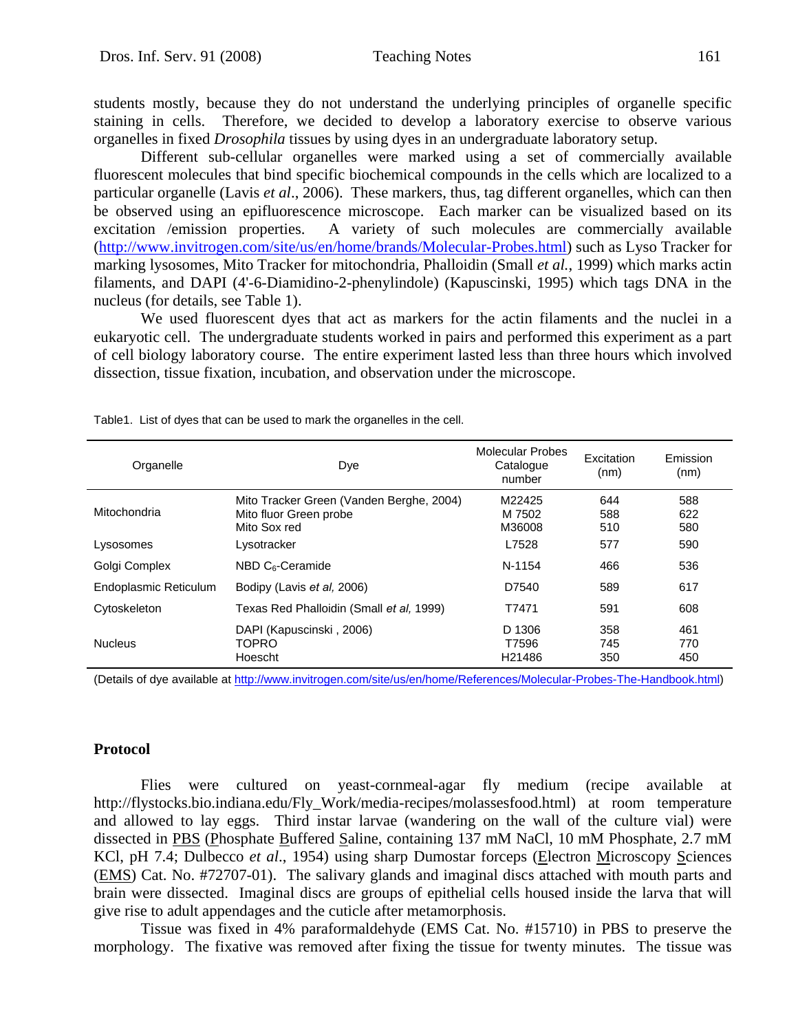students mostly, because they do not understand the underlying principles of organelle specific staining in cells. Therefore, we decided to develop a laboratory exercise to observe various organelles in fixed *Drosophila* tissues by using dyes in an undergraduate laboratory setup.

Different sub-cellular organelles were marked using a set of commercially available fluorescent molecules that bind specific biochemical compounds in the cells which are localized to a particular organelle (Lavis *et al*., 2006). These markers, thus, tag different organelles, which can then be observed using an epifluorescence microscope. Each marker can be visualized based on its excitation /emission properties. A variety of such molecules are commercially available (http://www.invitrogen.com/site/us/en/home/brands/Molecular-Probes.html) such as Lyso Tracker for marking lysosomes, Mito Tracker for mitochondria, Phalloidin (Small *et al.*, 1999) which marks actin filaments, and DAPI (4'-6-Diamidino-2-phenylindole) (Kapuscinski, 1995) which tags DNA in the nucleus (for details, see Table 1).

We used fluorescent dyes that act as markers for the actin filaments and the nuclei in a eukaryotic cell. The undergraduate students worked in pairs and performed this experiment as a part of cell biology laboratory course. The entire experiment lasted less than three hours which involved dissection, tissue fixation, incubation, and observation under the microscope.

Table1. List of dyes that can be used to mark the organelles in the cell.

| Organelle | Dye | Molecular Probes Catalogue number | Excitation (nm) | Emission (nm) |
|---|---|---|---|---|
| Mitochondria | Mito Tracker Green (Vanden Berghe, 2004) | M22425 | 644 | 588 |
| | Mito fluor Green probe | M 7502 | 588 | 622 |
| | Mito Sox red | M36008 | 510 | 580 |
| Lysosomes | Lysotracker | L7528 | 577 | 590 |
| Golgi Complex | NBD $C_6$-Ceramide | N-1154 | 466 | 536 |
| Endoplasmic Reticulum | Bodipy (Lavis *et al*, 2006) | D7540 | 589 | 617 |
| Cytoskeleton | Texas Red Phalloidin (Small *et al*, 1999) | T7471 | 591 | 608 |
| Nucleus | DAPI (Kapuscinski , 2006) | D 1306 | 358 | 461 |
| | TOPRO | T7596 | 745 | 770 |
| | Hoescht | H21486 | 350 | 450 |

(Details of dye available at http://www.invitrogen.com/site/us/en/home/References/Molecular-Probes-The-Handbook.html)

## Protocol

Flies were cultured on yeast-cornmeal-agar fly medium (recipe available at http://flystocks.bio.indiana.edu/Fly_Work/media-recipes/molassesfood.html) at room temperature and allowed to lay eggs. Third instar larvae (wandering on the wall of the culture vial) were dissected in PBS (Phosphate Buffered Saline, containing 137 mM NaCl, 10 mM Phosphate, 2.7 mM KCl, pH 7.4; Dulbecco *et al*., 1954) using sharp Dumostar forceps (Electron Microscopy Sciences (EMS) Cat. No. #72707-01). The salivary glands and imaginal discs attached with mouth parts and brain were dissected. Imaginal discs are groups of epithelial cells housed inside the larva that will give rise to adult appendages and the cuticle after metamorphosis.

Tissue was fixed in 4% paraformaldehyde (EMS Cat. No. #15710) in PBS to preserve the morphology. The fixative was removed after fixing the tissue for twenty minutes. The tissue was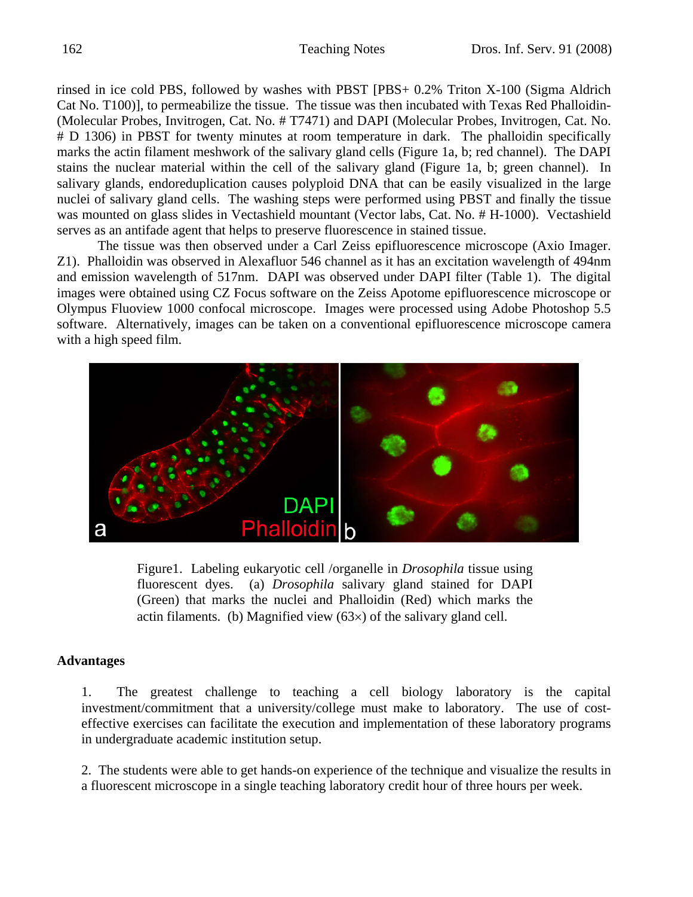rinsed in ice cold PBS, followed by washes with PBST [PBS+ 0.2% Triton X-100 (Sigma Aldrich Cat No. T100)], to permeabilize the tissue. The tissue was then incubated with Texas Red Phalloidin- (Molecular Probes, Invitrogen, Cat. No. # T7471) and DAPI (Molecular Probes, Invitrogen, Cat. No. # D 1306) in PBST for twenty minutes at room temperature in dark. The phalloidin specifically marks the actin filament meshwork of the salivary gland cells (Figure 1a, b; red channel). The DAPI stains the nuclear material within the cell of the salivary gland (Figure 1a, b; green channel). In salivary glands, endoreduplication causes polyploid DNA that can be easily visualized in the large nuclei of salivary gland cells. The washing steps were performed using PBST and finally the tissue was mounted on glass slides in Vectashield mountant (Vector labs, Cat. No. # H-1000). Vectashield serves as an antifade agent that helps to preserve fluorescence in stained tissue.

The tissue was then observed under a Carl Zeiss epifluorescence microscope (Axio Imager. Z1). Phalloidin was observed in Alexafluor 546 channel as it has an excitation wavelength of 494nm and emission wavelength of 517nm. DAPI was observed under DAPI filter (Table 1). The digital images were obtained using CZ Focus software on the Zeiss Apotome epifluorescence microscope or Olympus Fluoview 1000 confocal microscope. Images were processed using Adobe Photoshop 5.5 software. Alternatively, images can be taken on a conventional epifluorescence microscope camera with a high speed film.

Figure1. Labeling eukaryotic cell /organelle in *Drosophila* tissue using fluorescent dyes. (a) *Drosophila* salivary gland stained for DAPI (Green) that marks the nuclei and Phalloidin (Red) which marks the actin filaments. (b) Magnified view (63×) of the salivary gland cell.

**Advantages**

1. The greatest challenge to teaching a cell biology laboratory is the capital investment/commitment that a university/college must make to laboratory. The use of cost-effective exercises can facilitate the execution and implementation of these laboratory programs in undergraduate academic institution setup.

2. The students were able to get hands-on experience of the technique and visualize the results in a fluorescent microscope in a single teaching laboratory credit hour of three hours per week.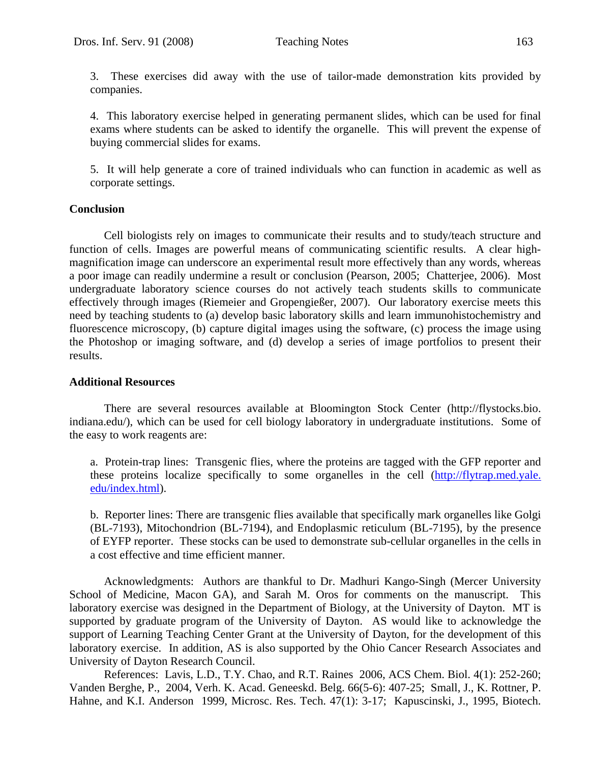3. These exercises did away with the use of tailor-made demonstration kits provided by companies.

4. This laboratory exercise helped in generating permanent slides, which can be used for final exams where students can be asked to identify the organelle. This will prevent the expense of buying commercial slides for exams.

5. It will help generate a core of trained individuals who can function in academic as well as corporate settings.

**Conclusion**

Cell biologists rely on images to communicate their results and to study/teach structure and function of cells. Images are powerful means of communicating scientific results. A clear high-magnification image can underscore an experimental result more effectively than any words, whereas a poor image can readily undermine a result or conclusion (Pearson, 2005; Chatterjee, 2006). Most undergraduate laboratory science courses do not actively teach students skills to communicate effectively through images (Riemeier and Gropengießer, 2007). Our laboratory exercise meets this need by teaching students to (a) develop basic laboratory skills and learn immunohistochemistry and fluorescence microscopy, (b) capture digital images using the software, (c) process the image using the Photoshop or imaging software, and (d) develop a series of image portfolios to present their results.

**Additional Resources**

There are several resources available at Bloomington Stock Center (http://flystocks.bio.indiana.edu/), which can be used for cell biology laboratory in undergraduate institutions. Some of the easy to work reagents are:

a. Protein-trap lines: Transgenic flies, where the proteins are tagged with the GFP reporter and these proteins localize specifically to some organelles in the cell (http://flytrap.med.yale.edu/index.html).

b. Reporter lines: There are transgenic flies available that specifically mark organelles like Golgi (BL-7193), Mitochondrion (BL-7194), and Endoplasmic reticulum (BL-7195), by the presence of EYFP reporter. These stocks can be used to demonstrate sub-cellular organelles in the cells in a cost effective and time efficient manner.

Acknowledgments: Authors are thankful to Dr. Madhuri Kango-Singh (Mercer University School of Medicine, Macon GA), and Sarah M. Oros for comments on the manuscript. This laboratory exercise was designed in the Department of Biology, at the University of Dayton. MT is supported by graduate program of the University of Dayton. AS would like to acknowledge the support of Learning Teaching Center Grant at the University of Dayton, for the development of this laboratory exercise. In addition, AS is also supported by the Ohio Cancer Research Associates and University of Dayton Research Council.

References: Lavis, L.D., T.Y. Chao, and R.T. Raines 2006, ACS Chem. Biol. 4(1): 252-260; Vanden Berghe, P., 2004, Verh. K. Acad. Geneeskd. Belg. 66(5-6): 407-25; Small, J., K. Rottner, P. Hahne, and K.I. Anderson 1999, Microsc. Res. Tech. 47(1): 3-17; Kapuscinski, J., 1995, Biotech.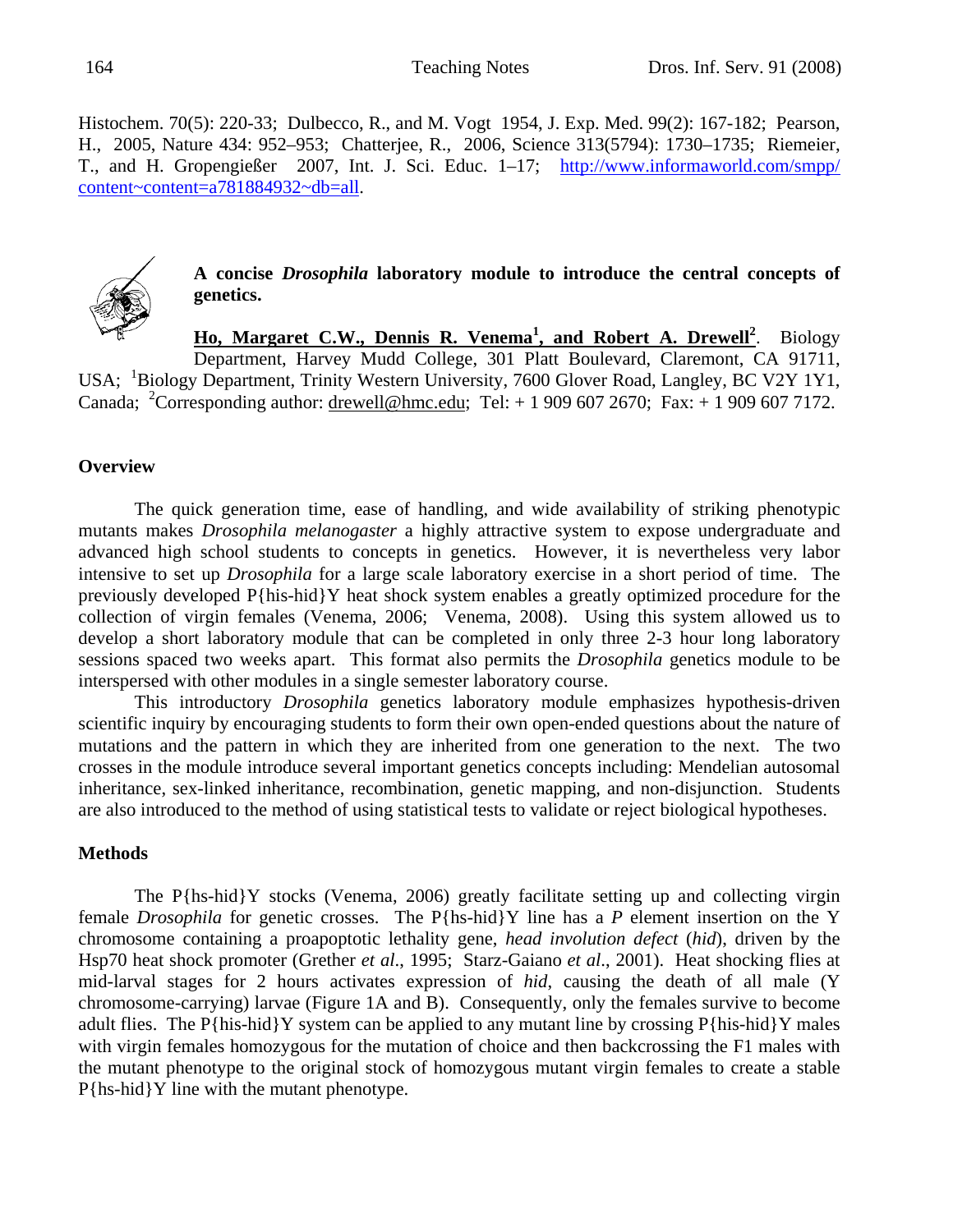Histochem. 70(5): 220-33; Dulbecco, R., and M. Vogt 1954, J. Exp. Med. 99(2): 167-182; Pearson, H., 2005, Nature 434: 952–953; Chatterjee, R., 2006, Science 313(5794): 1730–1735; Riemeier, T., and H. Gropengießer 2007, Int. J. Sci. Educ. 1–17; http://www.informaworld.com/smpp/content~content=a781884932~db=all.

## A concise *Drosophila* laboratory module to introduce the central concepts of genetics.

**Ho, Margaret C.W., Dennis R. Venema[1], and Robert A. Drewell[2]**. Biology Department, Harvey Mudd College, 301 Platt Boulevard, Claremont, CA 91711, USA; [1]Biology Department, Trinity Western University, 7600 Glover Road, Langley, BC V2Y 1Y1, Canada; [2]Corresponding author: drewell@hmc.edu; Tel: + 1 909 607 2670; Fax: + 1 909 607 7172.

### Overview

The quick generation time, ease of handling, and wide availability of striking phenotypic mutants makes *Drosophila melanogaster* a highly attractive system to expose undergraduate and advanced high school students to concepts in genetics. However, it is nevertheless very labor intensive to set up *Drosophila* for a large scale laboratory exercise in a short period of time. The previously developed P{his-hid}Y heat shock system enables a greatly optimized procedure for the collection of virgin females (Venema, 2006; Venema, 2008). Using this system allowed us to develop a short laboratory module that can be completed in only three 2-3 hour long laboratory sessions spaced two weeks apart. This format also permits the *Drosophila* genetics module to be interspersed with other modules in a single semester laboratory course.

This introductory *Drosophila* genetics laboratory module emphasizes hypothesis-driven scientific inquiry by encouraging students to form their own open-ended questions about the nature of mutations and the pattern in which they are inherited from one generation to the next. The two crosses in the module introduce several important genetics concepts including: Mendelian autosomal inheritance, sex-linked inheritance, recombination, genetic mapping, and non-disjunction. Students are also introduced to the method of using statistical tests to validate or reject biological hypotheses.

### Methods

The P{hs-hid}Y stocks (Venema, 2006) greatly facilitate setting up and collecting virgin female *Drosophila* for genetic crosses. The P{hs-hid}Y line has a *P* element insertion on the Y chromosome containing a proapoptotic lethality gene, *head involution defect* (*hid*), driven by the Hsp70 heat shock promoter (Grether *et al*., 1995; Starz-Gaiano *et al*., 2001). Heat shocking flies at mid-larval stages for 2 hours activates expression of *hid*, causing the death of all male (Y chromosome-carrying) larvae (Figure 1A and B). Consequently, only the females survive to become adult flies. The P{his-hid}Y system can be applied to any mutant line by crossing P{his-hid}Y males with virgin females homozygous for the mutation of choice and then backcrossing the F1 males with the mutant phenotype to the original stock of homozygous mutant virgin females to create a stable P{hs-hid}Y line with the mutant phenotype.